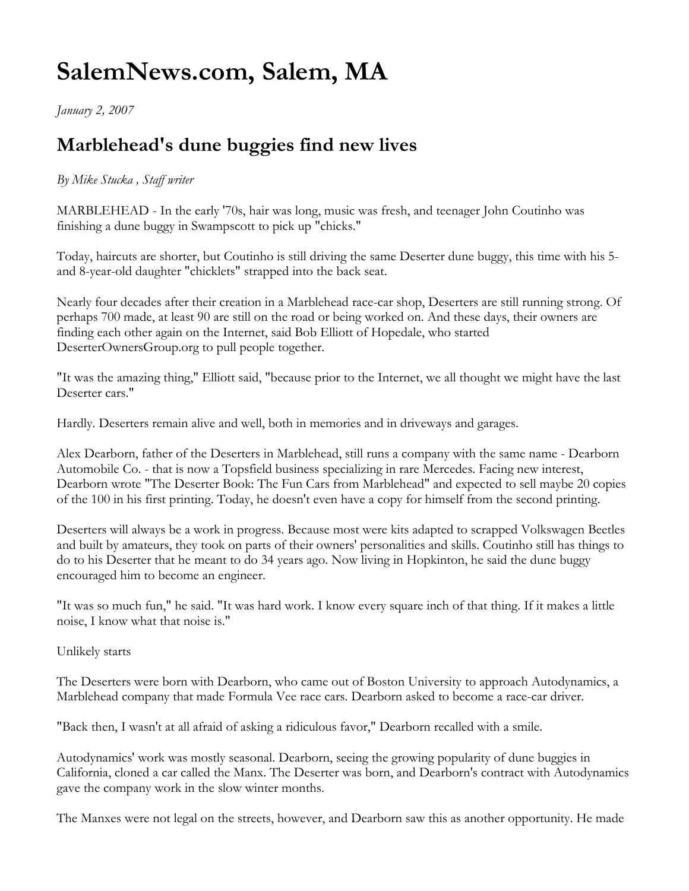# SalemNews.com, Salem, MA

*January 2, 2007*

## Marblehead's dune buggies find new lives

*By Mike Stucka , Staff writer*

MARBLEHEAD - In the early '70s, hair was long, music was fresh, and teenager John Coutinho was finishing a dune buggy in Swampscott to pick up "chicks."

Today, haircuts are shorter, but Coutinho is still driving the same Deserter dune buggy, this time with his 5- and 8-year-old daughter "chicklets" strapped into the back seat.

Nearly four decades after their creation in a Marblehead race-car shop, Deserters are still running strong. Of perhaps 700 made, at least 90 are still on the road or being worked on. And these days, their owners are finding each other again on the Internet, said Bob Elliott of Hopedale, who started DeserterOwnersGroup.org to pull people together.

"It was the amazing thing," Elliott said, "because prior to the Internet, we all thought we might have the last Deserter cars."

Hardly. Deserters remain alive and well, both in memories and in driveways and garages.

Alex Dearborn, father of the Deserters in Marblehead, still runs a company with the same name - Dearborn Automobile Co. - that is now a Topsfield business specializing in rare Mercedes. Facing new interest, Dearborn wrote "The Deserter Book: The Fun Cars from Marblehead" and expected to sell maybe 20 copies of the 100 in his first printing. Today, he doesn't even have a copy for himself from the second printing.

Deserters will always be a work in progress. Because most were kits adapted to scrapped Volkswagen Beetles and built by amateurs, they took on parts of their owners' personalities and skills. Coutinho still has things to do to his Deserter that he meant to do 34 years ago. Now living in Hopkinton, he said the dune buggy encouraged him to become an engineer.

"It was so much fun," he said. "It was hard work. I know every square inch of that thing. If it makes a little noise, I know what that noise is."

Unlikely starts

The Deserters were born with Dearborn, who came out of Boston University to approach Autodynamics, a Marblehead company that made Formula Vee race cars. Dearborn asked to become a race-car driver.

"Back then, I wasn't at all afraid of asking a ridiculous favor," Dearborn recalled with a smile.

Autodynamics' work was mostly seasonal. Dearborn, seeing the growing popularity of dune buggies in California, cloned a car called the Manx. The Deserter was born, and Dearborn's contract with Autodynamics gave the company work in the slow winter months.

The Manxes were not legal on the streets, however, and Dearborn saw this as another opportunity. He made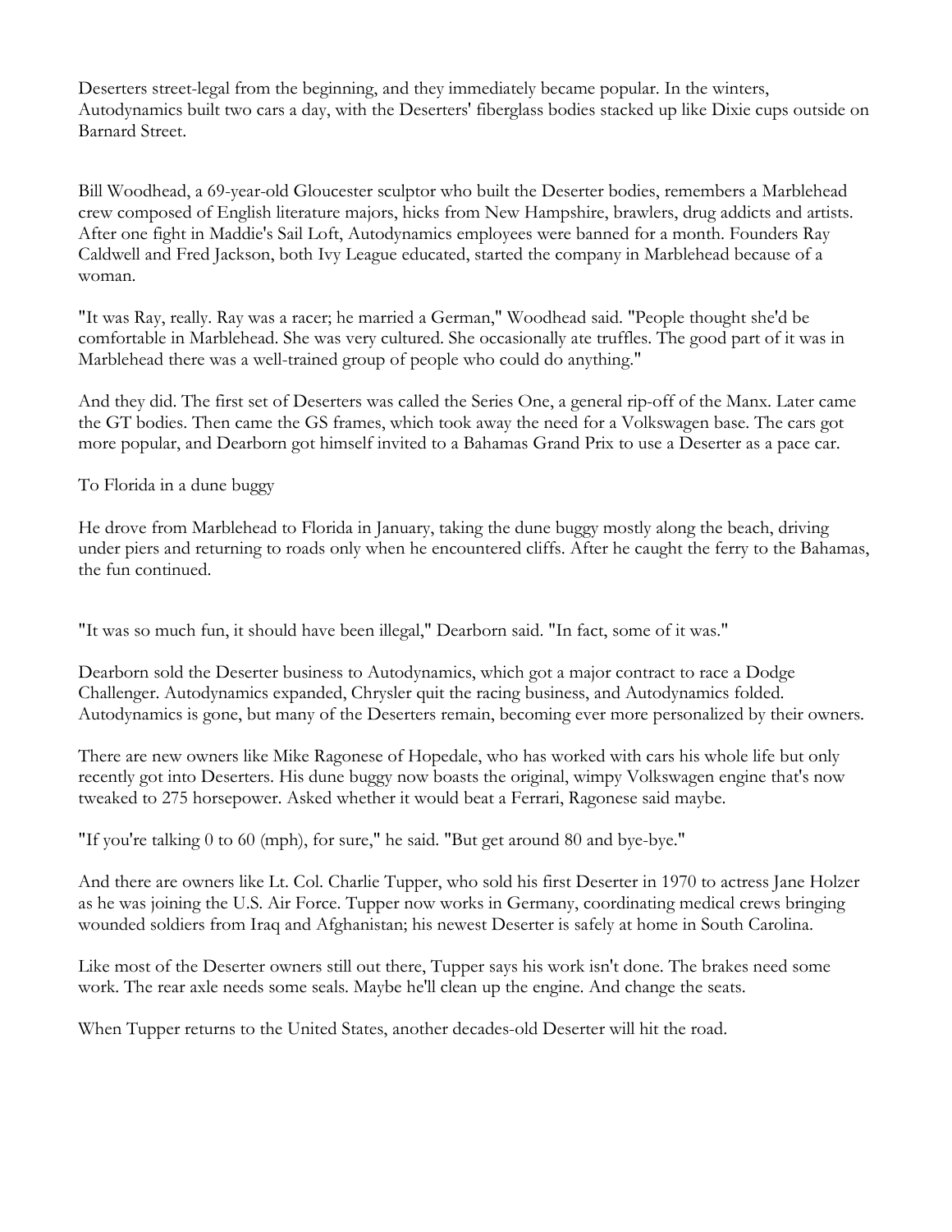Deserters street-legal from the beginning, and they immediately became popular. In the winters, Autodynamics built two cars a day, with the Deserters' fiberglass bodies stacked up like Dixie cups outside on Barnard Street.

Bill Woodhead, a 69-year-old Gloucester sculptor who built the Deserter bodies, remembers a Marblehead crew composed of English literature majors, hicks from New Hampshire, brawlers, drug addicts and artists. After one fight in Maddie's Sail Loft, Autodynamics employees were banned for a month. Founders Ray Caldwell and Fred Jackson, both Ivy League educated, started the company in Marblehead because of a woman.

"It was Ray, really. Ray was a racer; he married a German," Woodhead said. "People thought she'd be comfortable in Marblehead. She was very cultured. She occasionally ate truffles. The good part of it was in Marblehead there was a well-trained group of people who could do anything."

And they did. The first set of Deserters was called the Series One, a general rip-off of the Manx. Later came the GT bodies. Then came the GS frames, which took away the need for a Volkswagen base. The cars got more popular, and Dearborn got himself invited to a Bahamas Grand Prix to use a Deserter as a pace car.

## To Florida in a dune buggy

He drove from Marblehead to Florida in January, taking the dune buggy mostly along the beach, driving under piers and returning to roads only when he encountered cliffs. After he caught the ferry to the Bahamas, the fun continued.

"It was so much fun, it should have been illegal," Dearborn said. "In fact, some of it was."

Dearborn sold the Deserter business to Autodynamics, which got a major contract to race a Dodge Challenger. Autodynamics expanded, Chrysler quit the racing business, and Autodynamics folded. Autodynamics is gone, but many of the Deserters remain, becoming ever more personalized by their owners.

There are new owners like Mike Ragonese of Hopedale, who has worked with cars his whole life but only recently got into Deserters. His dune buggy now boasts the original, wimpy Volkswagen engine that's now tweaked to 275 horsepower. Asked whether it would beat a Ferrari, Ragonese said maybe.

"If you're talking 0 to 60 (mph), for sure," he said. "But get around 80 and bye-bye."

And there are owners like Lt. Col. Charlie Tupper, who sold his first Deserter in 1970 to actress Jane Holzer as he was joining the U.S. Air Force. Tupper now works in Germany, coordinating medical crews bringing wounded soldiers from Iraq and Afghanistan; his newest Deserter is safely at home in South Carolina.

Like most of the Deserter owners still out there, Tupper says his work isn't done. The brakes need some work. The rear axle needs some seals. Maybe he'll clean up the engine. And change the seats.

When Tupper returns to the United States, another decades-old Deserter will hit the road.